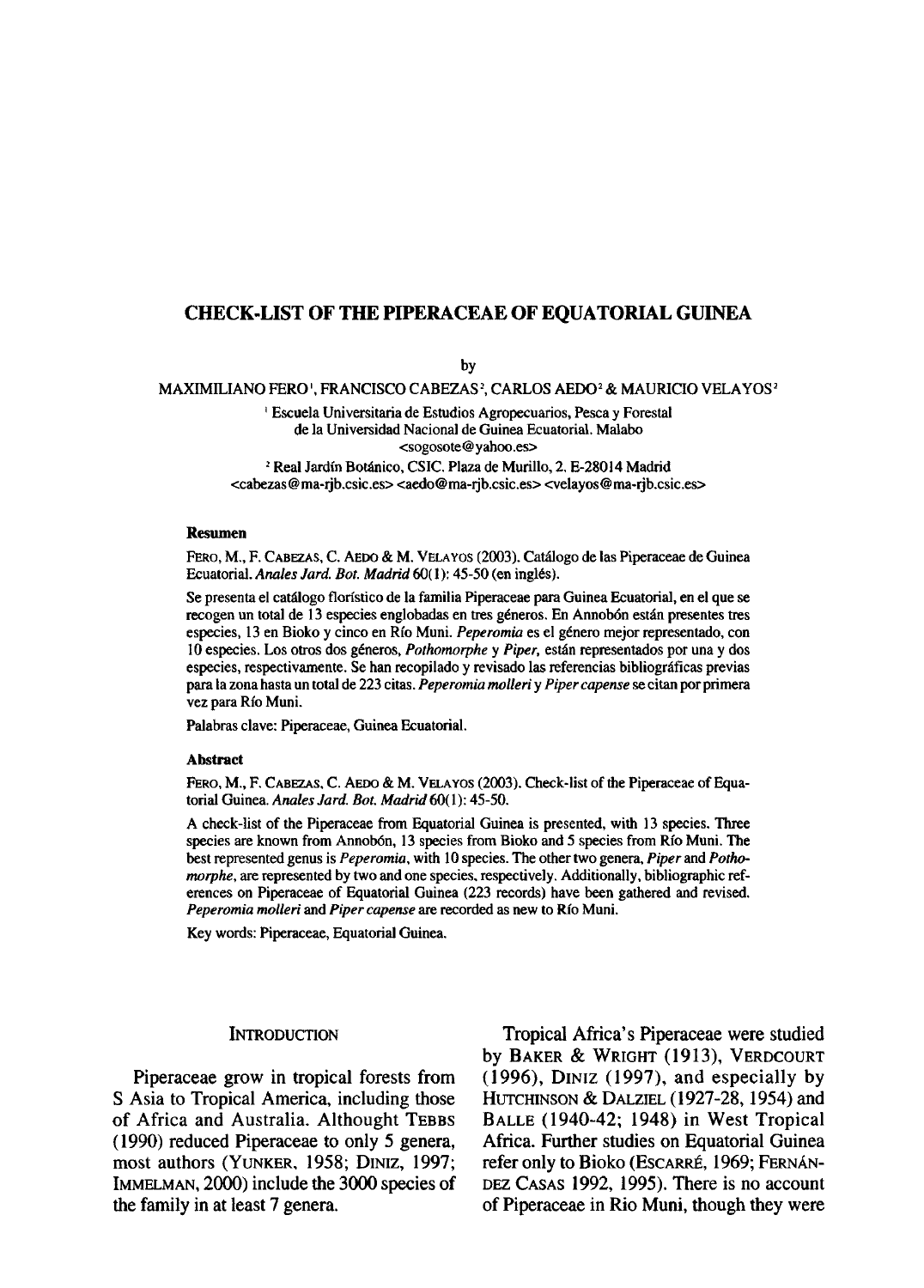# CHECK-LIST OF THE PIPERACEAE OF EQUATORIAL GUINEA

by

MAXIMILIANO FERO[1], FRANCISCO CABEZAS[2], CARLOS AEDO[2] & MAURICIO VELAYOS[2]

[1] Escuela Universitaria de Estudios Agropecuarios, Pesca y Forestal de la Universidad Nacional de Guinea Ecuatorial. Malabo <sogosote@yahoo.es>

[2] Real Jardín Botánico, CSIC. Plaza de Murillo, 2. E-28014 Madrid <cabezas@ma-rjb.csic.es> <aedo@ma-rjb.csic.es> <velayos@ma-rjb.csic.es>

### Resumen

FERO, M., F. CABEZAS, C. AEDO & M. VELAYOS (2003). Catálogo de las Piperaceae de Guinea Ecuatorial. *Anales Jard. Bot. Madrid* 60(1): 45-50 (en inglés).

Se presenta el catálogo florístico de la familia Piperaceae para Guinea Ecuatorial, en el que se recogen un total de 13 especies englobadas en tres géneros. En Annobón están presentes tres especies, 13 en Bioko y cinco en Río Muni. *Peperomia* es el género mejor representado, con 10 especies. Los otros dos géneros, *Pothomorphe* y *Piper*, están representados por una y dos especies, respectivamente. Se han recopilado y revisado las referencias bibliográficas previas para la zona hasta un total de 223 citas. *Peperomia molleri* y *Piper capense* se citan por primera vez para Río Muni.

Palabras clave: Piperaceae, Guinea Ecuatorial.

### Abstract

FERO, M., F. CABEZAS, C. AEDO & M. VELAYOS (2003). Check-list of the Piperaceae of Equatorial Guinea. *Anales Jard. Bot. Madrid* 60(1): 45-50.

A check-list of the Piperaceae from Equatorial Guinea is presented, with 13 species. Three species are known from Annobón, 13 species from Bioko and 5 species from Río Muni. The best represented genus is *Peperomia*, with 10 species. The other two genera, *Piper* and *Pothomorphe*, are represented by two and one species, respectively. Additionally, bibliographic references on Piperaceae of Equatorial Guinea (223 records) have been gathered and revised. *Peperomia molleri* and *Piper capense* are recorded as new to Río Muni.

Key words: Piperaceae, Equatorial Guinea.

## INTRODUCTION

Piperaceae grow in tropical forests from S Asia to Tropical America, including those of Africa and Australia. Althought TEBBS (1990) reduced Piperaceae to only 5 genera, most authors (YUNKER, 1958; DINIZ, 1997; IMMELMAN, 2000) include the 3000 species of the family in at least 7 genera.

Tropical Africa's Piperaceae were studied by BAKER & WRIGHT (1913), VERDCOURT (1996), DINIZ (1997), and especially by HUTCHINSON & DALZIEL (1927-28, 1954) and BALLE (1940-42; 1948) in West Tropical Africa. Further studies on Equatorial Guinea refer only to Bioko (ESCARRÉ, 1969; FERNÁNDEZ CASAS 1992, 1995). There is no account of Piperaceae in Rio Muni, though they were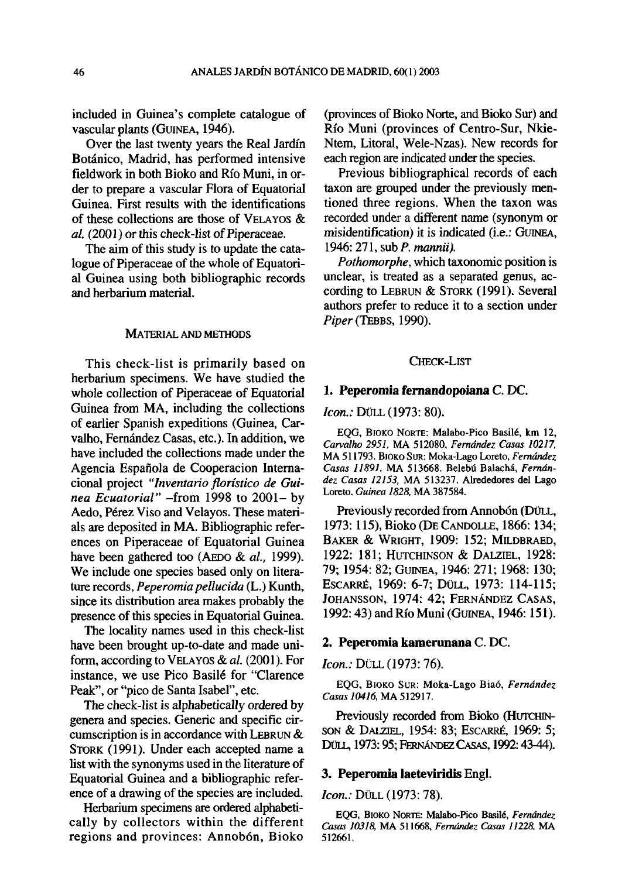included in Guinea's complete catalogue of vascular plants (GUINEA, 1946).

Over the last twenty years the Real Jardín Botánico, Madrid, has performed intensive fieldwork in both Bioko and Río Muni, in order to prepare a vascular Flora of Equatorial Guinea. First results with the identifications of these collections are those of VELAYOS & *al.* (2001) or this check-list of Piperaceae.

The aim of this study is to update the catalogue of Piperaceae of the whole of Equatorial Guinea using both bibliographic records and herbarium material.

## MATERIAL AND METHODS

This check-list is primarily based on herbarium specimens. We have studied the whole collection of Piperaceae of Equatorial Guinea from MA, including the collections of earlier Spanish expeditions (Guinea, Carvalho, Fernández Casas, etc.). In addition, we have included the collections made under the Agencia Española de Cooperacion Internacional project *"Inventario florístico de Guinea Ecuatorial"* –from 1998 to 2001– by Aedo, Pérez Viso and Velayos. These materials are deposited in MA. Bibliographic references on Piperaceae of Equatorial Guinea have been gathered too (AEDO & *al.*, 1999). We include one species based only on literature records, *Peperomia pellucida* (L.) Kunth, since its distribution area makes probably the presence of this species in Equatorial Guinea.

The locality names used in this check-list have been brought up-to-date and made uniform, according to VELAYOS & *al.* (2001). For instance, we use Pico Basilé for "Clarence Peak", or "pico de Santa Isabel", etc.

The check-list is alphabetically ordered by genera and species. Generic and specific circumscription is in accordance with LEBRUN & STORK (1991). Under each accepted name a list with the synonyms used in the literature of Equatorial Guinea and a bibliographic reference of a drawing of the species are included.

Herbarium specimens are ordered alphabetically by collectors within the different regions and provinces: Annobón, Bioko (provinces of Bioko Norte, and Bioko Sur) and Río Muni (provinces of Centro-Sur, Nkie-Ntem, Litoral, Wele-Nzas). New records for each region are indicated under the species.

Previous bibliographical records of each taxon are grouped under the previously mentioned three regions. When the taxon was recorded under a different name (synonym or misidentification) it is indicated (i.e.: GUINEA, 1946: 271, sub *P. mannii).*

*Pothomorphe*, which taxonomic position is unclear, is treated as a separated genus, according to LEBRUN & STORK (1991). Several authors prefer to reduce it to a section under *Piper* (TEBBS, 1990).

## CHECK-LIST

### 1. Peperomia fernandopoiana C. DC.

*Icon.:* DÜLL (1973: 80).

EQG, BIOKO NORTE: Malabo-Pico Basilé, km 12, *Carvalho 2951*, MA 512080, *Fernández Casas 10217*, MA 511793. BIOKO SUR: Moka-Lago Loreto, *Fernández Casas 11891*, MA 513668. Belebú Balachá, *Fernández Casas 12153*, MA 513237. Alrededores del Lago Loreto, *Guinea 1828*, MA 387584.

Previously recorded from Annobón (DÜLL, 1973: 115), Bioko (DE CANDOLLE, 1866: 134; BAKER & WRIGHT, 1909: 152; MILDBRAED, 1922: 181; HUTCHINSON & DALZIEL, 1928: 79; 1954: 82; GUINEA, 1946: 271; 1968: 130; ESCARRÉ, 1969: 6-7; DÜLL, 1973: 114-115; JOHANSSON, 1974: 42; FERNÁNDEZ CASAS, 1992: 43) and Río Muni (GUINEA, 1946: 151).

### 2. Peperomia kamerunana C. DC.

*Icon.:* DÜLL (1973: 76).

EQG, BIOKO SUR: Moka-Lago Biaó, *Fernández Casas 10416*, MA 512917.

Previously recorded from Bioko (HUTCHINSON & DALZIEL, 1954: 83; ESCARRÉ, 1969: 5; DÜLL, 1973: 95; FERNÁNDEZ CASAS, 1992: 43-44).

### 3. Peperomia laeteviridis Engl.

*Icon.:* DÜLL (1973: 78).

EQG, BIOKO NORTE: Malabo-Pico Basilé, *Fernández Casas 10318*, MA 511668, *Fernández Casas 11228*, MA 512661.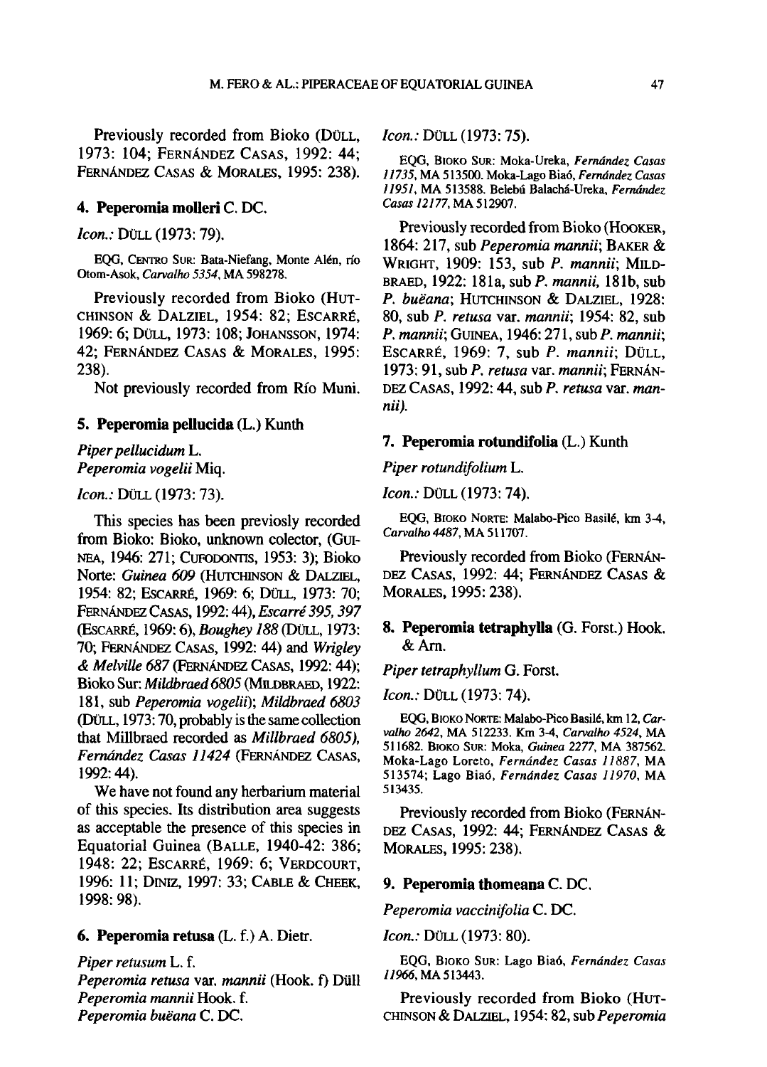Previously recorded from Bioko (DÜLL, 1973: 104; FERNÁNDEZ CASAS, 1992: 44; FERNÁNDEZ CASAS & MORALES, 1995: 238).

### 4. Peperomia molleri C. DC.

*Icon.:* DÜLL (1973: 79).

EQG, CENTRO SUR: Bata-Niefang, Monte Alén, río Otom-Asok, *Carvalho 5354*, MA 598278.

Previously recorded from Bioko (HUTCHINSON & DALZIEL, 1954: 82; ESCARRÉ, 1969: 6; DÜLL, 1973: 108; JOHANSSON, 1974: 42; FERNÁNDEZ CASAS & MORALES, 1995: 238).

Not previously recorded from Río Muni.

### 5. Peperomia pellucida (L.) Kunth

*Piper pellucidum* L.
*Peperomia vogelii* Miq.

*Icon.:* DÜLL (1973: 73).

This species has been previosly recorded from Bioko: Bioko, unknown colector, (GUINEA, 1946: 271; CUFODONTIS, 1953: 3); Bioko Norte: *Guinea 609* (HUTCHINSON & DALZIEL, 1954: 82; ESCARRÉ, 1969: 6; DÜLL, 1973: 70; FERNÁNDEZ CASAS, 1992: 44), *Escarré 395, 397* (ESCARRÉ, 1969: 6), *Boughey 188* (DÜLL, 1973: 70; FERNÁNDEZ CASAS, 1992: 44) and *Wrigley & Melville 687* (FERNÁNDEZ CASAS, 1992: 44); Bioko Sur: *Mildbraed 6805* (MILDBRAED, 1922: 181, sub *Peperomia vogelii*); *Mildbraed 6803* (DÜLL, 1973: 70, probably is the same collection that Millbraed recorded as *Millbraed 6805), Fernández Casas 11424* (FERNÁNDEZ CASAS, 1992: 44).

We have not found any herbarium material of this species. Its distribution area suggests as acceptable the presence of this species in Equatorial Guinea (BALLE, 1940-42: 386; 1948: 22; ESCARRÉ, 1969: 6; VERDCOURT, 1996: 11; DINIZ, 1997: 33; CABLE & CHEEK, 1998: 98).

### 6. Peperomia retusa (L. f.) A. Dietr.

*Piper retusum* L. f.
*Peperomia retusa* var. *mannii* (Hook. f) Düll
*Peperomia mannii* Hook. f.
*Peperomia buëana* C. DC.

*Icon.:* DÜLL (1973: 75).

EQG, BIOKO SUR: Moka-Ureka, *Fernández Casas 11735*, MA 513500. Moka-Lago Biaó, *Fernández Casas 11951*, MA 513588. Belebú Balachá-Ureka, *Fernández Casas 12177*, MA 512907.

Previously recorded from Bioko (HOOKER, 1864: 217, sub *Peperomia mannii*; BAKER & WRIGHT, 1909: 153, sub *P. mannii*; MILDBRAED, 1922: 181a, sub *P. mannii*, 181b, sub *P. buëana*; HUTCHINSON & DALZIEL, 1928: 80, sub *P. retusa* var. *mannii*; 1954: 82, sub *P. mannii*; GUINEA, 1946: 271, sub *P. mannii*; ESCARRÉ, 1969: 7, sub *P. mannii*; DÜLL, 1973: 91, sub *P. retusa* var. *mannii*; FERNÁNDEZ CASAS, 1992: 44, sub *P. retusa* var. *mannii).*

### 7. Peperomia rotundifolia (L.) Kunth

*Piper rotundifolium* L.

*Icon.:* DÜLL (1973: 74).

EQG, BIOKO NORTE: Malabo-Pico Basilé, km 3-4, *Carvalho 4487*, MA 511707.

Previously recorded from Bioko (FERNÁNDEZ CASAS, 1992: 44; FERNÁNDEZ CASAS & MORALES, 1995: 238).

### 8. Peperomia tetraphylla (G. Forst.) Hook. & Arn.

*Piper tetraphyllum* G. Forst.

*Icon.:* DÜLL (1973: 74).

EQG, BIOKO NORTE: Malabo-Pico Basilé, km 12, *Carvalho 2642*, MA 512233. Km 3-4, *Carvalho 4524*, MA 511682. BIOKO SUR: Moka, *Guinea 2277*, MA 387562. Moka-Lago Loreto, *Fernández Casas 11887*, MA 513574; Lago Biaó, *Fernández Casas 11970*, MA 513435.

Previously recorded from Bioko (FERNÁNDEZ CASAS, 1992: 44; FERNÁNDEZ CASAS & MORALES, 1995: 238).

### 9. Peperomia thomeana C. DC.

*Peperomia vaccinifolia* C. DC.

*Icon.:* DÜLL (1973: 80).

EQG, BIOKO SUR: Lago Biaó, *Fernández Casas 11966*, MA 513443.

Previously recorded from Bioko (HUTCHINSON & DALZIEL, 1954: 82, sub *Peperomia*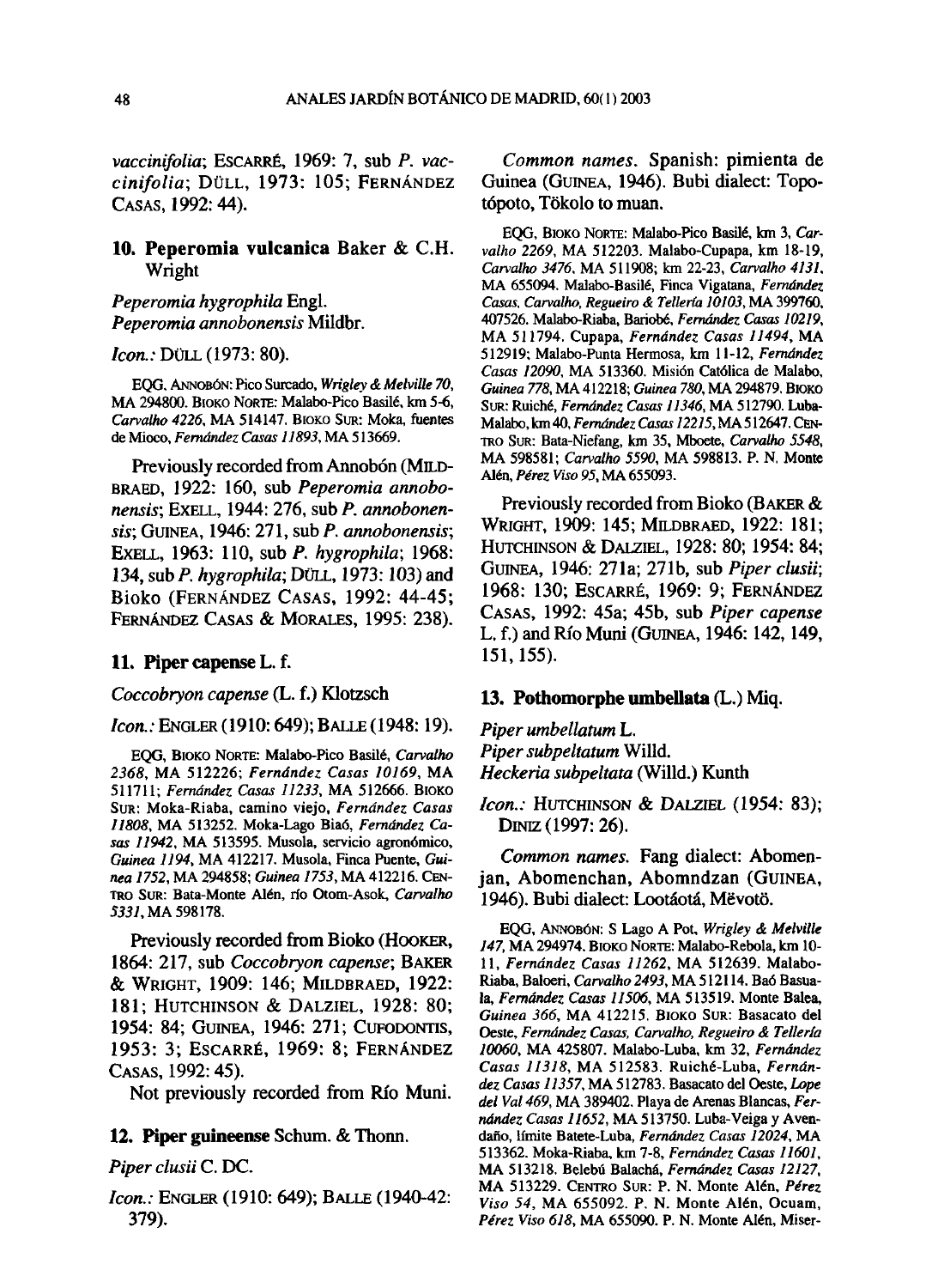*vaccinifolia*; ESCARRÉ, 1969: 7, sub *P. vaccinifolia*; DÜLL, 1973: 105; FERNÁNDEZ CASAS, 1992: 44).

## 10. Peperomia vulcanica Baker & C.H. Wright

*Peperomia hygrophila* Engl.
*Peperomia annobonensis* Mildbr.

*Icon.:* DÜLL (1973: 80).

EQG, ANNOBÓN: Pico Surcado, *Wrigley & Melville 70*, MA 294800. BIOKO NORTE: Malabo-Pico Basilé, km 5-6, *Carvalho 4226*, MA 514147. BIOKO SUR: Moka, fuentes de Mioco, *Fernández Casas 11893*, MA 513669.

Previously recorded from Annobón (MILDBRAED, 1922: 160, sub *Peperomia annobonensis*; EXELL, 1944: 276, sub *P. annobonensis*; GUINEA, 1946: 271, sub *P. annobonensis*; EXELL, 1963: 110, sub *P. hygrophila*; 1968: 134, sub *P. hygrophila*; DÜLL, 1973: 103) and Bioko (FERNÁNDEZ CASAS, 1992: 44-45; FERNÁNDEZ CASAS & MORALES, 1995: 238).

## 11. Piper capense L. f.

*Coccobryon capense* (L. f.) Klotzsch

*Icon.:* ENGLER (1910: 649); BALLE (1948: 19).

EQG, BIOKO NORTE: Malabo-Pico Basilé, *Carvalho 2368*, MA 512226; *Fernández Casas 10169*, MA 511711; *Fernández Casas 11233*, MA 512666. BIOKO SUR: Moka-Riaba, camino viejo, *Fernández Casas 11808*, MA 513252. Moka-Lago Biaó, *Fernández Casas 11942*, MA 513595. Musola, servicio agronómico, *Guinea 1194*, MA 412217. Musola, Finca Puente, *Guinea 1752*, MA 294858; *Guinea 1753*, MA 412216. CENTRO SUR: Bata-Monte Alén, río Otom-Asok, *Carvalho 5331*, MA 598178.

Previously recorded from Bioko (HOOKER, 1864: 217, sub *Coccobryon capense*; BAKER & WRIGHT, 1909: 146; MILDBRAED, 1922: 181; HUTCHINSON & DALZIEL, 1928: 80; 1954: 84; GUINEA, 1946: 271; CUFODONTIS, 1953: 3; ESCARRÉ, 1969: 8; FERNÁNDEZ CASAS, 1992: 45).

Not previously recorded from Río Muni.

## 12. Piper guineense Schum. & Thonn.

*Piper clusii* C. DC.

*Icon.:* ENGLER (1910: 649); BALLE (1940-42: 379).

*Common names.* Spanish: pimienta de Guinea (GUINEA, 1946). Bubi dialect: Topotópoto, Tökolo to muan.

EQG, BIOKO NORTE: Malabo-Pico Basilé, km 3, *Carvalho 2269*, MA 512203. Malabo-Cupapa, km 18-19, *Carvalho 3476*, MA 511908; km 22-23, *Carvalho 4131*, MA 655094. Malabo-Basilé, Finca Vigatana, *Fernández Casas, Carvalho, Regueiro & Tellería 10103*, MA 399760, 407526. Malabo-Riaba, Bariobé, *Fernández Casas 10219*, MA 511794. Cupapa, *Fernández Casas 11494*, MA 512919; Malabo-Punta Hermosa, km 11-12, *Fernández Casas 12090*, MA 513360. Misión Católica de Malabo, *Guinea 778*, MA 412218; *Guinea 780*, MA 294879. BIOKO SUR: Ruiché, *Fernández Casas 11346*, MA 512790. Luba-Malabo, km 40, *Fernández Casas 12215*, MA 512647. CENTRO SUR: Bata-Niefang, km 35, Mboete, *Carvalho 5548*, MA 598581; *Carvalho 5590*, MA 598813. P. N. Monte Alén, *Pérez Viso 95*, MA 655093.

Previously recorded from Bioko (BAKER & WRIGHT, 1909: 145; MILDBRAED, 1922: 181; HUTCHINSON & DALZIEL, 1928: 80; 1954: 84; GUINEA, 1946: 271a; 271b, sub *Piper clusii*; 1968: 130; ESCARRÉ, 1969: 9; FERNÁNDEZ CASAS, 1992: 45a; 45b, sub *Piper capense* L. f.) and Río Muni (GUINEA, 1946: 142, 149, 151, 155).

## 13. Pothomorphe umbellata (L.) Miq.

*Piper umbellatum* L.
*Piper subpeltatum* Willd.
*Heckeria subpeltata* (Willd.) Kunth

*Icon.:* HUTCHINSON & DALZIEL (1954: 83); DINIZ (1997: 26).

*Common names.* Fang dialect: Abomenjan, Abomenchan, Abomndzan (GUINEA, 1946). Bubi dialect: Lootáotá, Mëvotö.

EQG, ANNOBÓN: S Lago A Pot, *Wrigley & Melville 147*, MA 294974. BIOKO NORTE: Malabo-Rebola, km 10-11, *Fernández Casas 11262*, MA 512639. Malabo-Riaba, Baloeri, *Carvalho 2493*, MA 512114. Baó Basuala, *Fernández Casas 11506*, MA 513519. Monte Balea, *Guinea 366*, MA 412215. BIOKO SUR: Basacato del Oeste, *Fernández Casas, Carvalho, Regueiro & Tellería 10060*, MA 425807. Malabo-Luba, km 32, *Fernández Casas 11318*, MA 512583. Ruiché-Luba, *Fernández Casas 11357*, MA 512783. Basacato del Oeste, *Lope del Val 469*, MA 389402. Playa de Arenas Blancas, *Fernández Casas 11652*, MA 513750. Luba-Veiga y Avendaño, límite Batete-Luba, *Fernández Casas 12024*, MA 513362. Moka-Riaba, km 7-8, *Fernández Casas 11601*, MA 513218. Belebú Balachá, *Fernández Casas 12127*, MA 513229. CENTRO SUR: P. N. Monte Alén, *Pérez Viso 54*, MA 655092. P. N. Monte Alén, Ocuam, *Pérez Viso 618*, MA 655090. P. N. Monte Alén, Miser-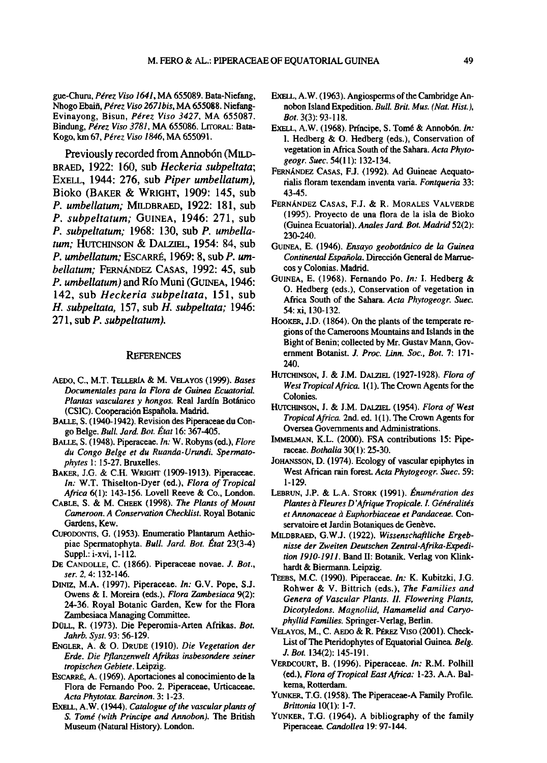gue-Churu, *Pérez Viso 1641*, MA 655089. Bata-Niefang, Nhogo Ebaiñ, *Pérez Viso 2671bis*, MA 655088. Niefang-Evinayong, Bisun, *Pérez Viso 3427*, MA 655087. Bindung, *Pérez Viso 3781*, MA 655086. LITORAL: Bata-Kogo, km 67, *Pérez Viso 1846*, MA 655091.

Previously recorded from Annobón (MILDBRAED, 1922: 160, sub *Heckeria subpeltata*; EXELL, 1944: 276, sub *Piper umbellatum*), Bioko (BAKER & WRIGHT, 1909: 145, sub *P. umbellatum;* MILDBRAED, 1922: 181, sub *P. subpeltatum;* GUINEA, 1946: 271, sub *P. subpeltatum;* 1968: 130, sub *P. umbellatum;* HUTCHINSON & DALZIEL, 1954: 84, sub *P. umbellatum;* ESCARRÉ, 1969: 8, sub *P. umbellatum;* FERNÁNDEZ CASAS, 1992: 45, sub *P. umbellatum)* and Río Muni (GUINEA, 1946: 142, sub *Heckeria subpeltata*, 151, sub *H. subpeltata*, 157, sub *H. subpeltata;* 1946: 271, sub *P. subpeltatum)*.

## REFERENCES

AEDO, C., M.T. TELLERÍA & M. VELAYOS (1999). *Bases Documentales para la Flora de Guinea Ecuatorial. Plantas vasculares y hongos.* Real Jardín Botánico (CSIC). Cooperación Española. Madrid.

BALLE, S. (1940-1942). Revision des Piperaceae du Congo Belge. *Bull. Jard. Bot. État* 16: 367-405.

BALLE, S. (1948). Piperaceae. *In:* W. Robyns (ed.), *Flore du Congo Belge et du Ruanda-Urundi. Spermatophytes* 1: 15-27. Bruxelles.

BAKER, J.G. & C.H. WRIGHT (1909-1913). Piperaceae. *In:* W.T. Thiselton-Dyer (ed.), *Flora of Tropical Africa* 6(1): 143-156. Lovell Reeve & Co., London.

CABLE, S. & M. CHEEK (1998). *The Plants of Mount Cameroon. A Conservation Checklist.* Royal Botanic Gardens, Kew.

CUFODONTIS, G. (1953). Enumeratio Plantarum Aethiopiae Spermatophyta. *Bull. Jard. Bot. État* 23(3-4) Suppl.: i-xvi, 1-112.

DE CANDOLLE, C. (1866). Piperaceae novae. *J. Bot., ser. 2*, 4: 132-146.

DINIZ, M.A. (1997). Piperaceae. *In:* G.V. Pope, S.J. Owens & I. Moreira (eds.), *Flora Zambesiaca* 9(2): 24-36. Royal Botanic Garden, Kew for the Flora Zambesiaca Managing Committee.

DÜLL, R. (1973). Die Peperomia-Arten Afrikas. *Bot. Jahrb. Syst.* 93: 56-129.

ENGLER, A. & O. DRUDE (1910). *Die Vegetation der Erde. Die Pflanzenwelt Afrikas insbesondere seiner tropischen Gebiete*. Leipzig.

ESCARRÉ, A. (1969). Aportaciones al conocimiento de la Flora de Fernando Poo. 2. Piperaceae, Urticaceae. *Acta Phytotax. Barcinon.* 3: 1-23.

EXELL, A.W. (1944). *Catalogue of the vascular plants of S. Tomé (with Principe and Annobon).* The British Museum (Natural History). London.

EXELL, A.W. (1963). Angiosperms of the Cambridge Annobon Island Expedition. *Bull. Brit. Mus. (Nat. Hist.), Bot.* 3(3): 93-118.

EXELL, A.W. (1968). Príncipe, S. Tomé & Annobón. *In:* I. Hedberg & O. Hedberg (eds.), Conservation of vegetation in Africa South of the Sahara. *Acta Phytogeogr. Suec.* 54(11): 132-134.

FERNÁNDEZ CASAS, F.J. (1992). Ad Guineae Aequatorialis floram texendam inventa varia. *Fontqueria* 33: 43-45.

FERNÁNDEZ CASAS, F.J. & R. MORALES VALVERDE (1995). Proyecto de una flora de la isla de Bioko (Guinea Ecuatorial). *Anales Jard. Bot. Madrid* 52(2): 230-240.

GUINEA, E. (1946). *Ensayo geobotánico de la Guinea Continental Española.* Dirección General de Marruecos y Colonias. Madrid.

GUINEA, E. (1968). Fernando Po. *In:* I. Hedberg & O. Hedberg (eds.), Conservation of vegetation in Africa South of the Sahara. *Acta Phytogeogr. Suec.* 54: xi, 130-132.

HOOKER, J.D. (1864). On the plants of the temperate regions of the Cameroons Mountains and Islands in the Bight of Benin; collected by Mr. Gustav Mann, Government Botanist. *J. Proc. Linn. Soc., Bot.* 7: 171-240.

HUTCHINSON, J. & J.M. DALZIEL (1927-1928). *Flora of West Tropical Africa.* 1(1). The Crown Agents for the Colonies.

HUTCHINSON, J. & J.M. DALZIEL (1954). *Flora of West Tropical Africa.* 2nd. ed. 1(1). The Crown Agents for Oversea Governments and Administrations.

IMMELMAN, K.L. (2000). FSA contributions 15: Piperaceae. *Bothalia* 30(1): 25-30.

JOHANSSON, D. (1974). Ecology of vascular epiphytes in West African rain forest. *Acta Phytogeogr. Suec.* 59: 1-129.

LEBRUN, J.P. & L.A. STORK (1991). *Énumération des Plantes à Fleures D'Afrique Tropicale. I. Généralités et Annonaceae à Euphorbiaceae et Pandaceae.* Conservatoire et Jardin Botaniques de Genève.

MILDBRAED, G.W.J. (1922). *Wissenschaftliche Ergebnisse der Zweiten Deutschen Zentral-Afrika-Expedition 1910-1911.* Band II: Botanik. Verlag von Klinkhardt & Biermann. Leipzig.

TEEBS, M.C. (1990). Piperaceae. *In:* K. Kubitzki, J.G. Rohwer & V. Bittrich (eds.), *The Families and Genera of Vascular Plants. II. Flowering Plants, Dicotyledons. Magnoliid, Hamamelid and Caryophyllid Families.* Springer-Verlag, Berlin.

VELAYOS, M., C. AEDO & R. PÉREZ VISO (2001). Check-List of The Pteridophytes of Equatorial Guinea. *Belg. J. Bot.* 134(2): 145-191.

VERDCOURT, B. (1996). Piperaceae. *In:* R.M. Polhill (ed.), *Flora of Tropical East Africa:* 1-23. A.A. Balkema, Rotterdam.

YUNKER, T.G. (1958). The Piperaceae-A Family Profile. *Brittonia* 10(1): 1-7.

YUNKER, T.G. (1964). A bibliography of the family Piperaceae. *Candollea* 19: 97-144.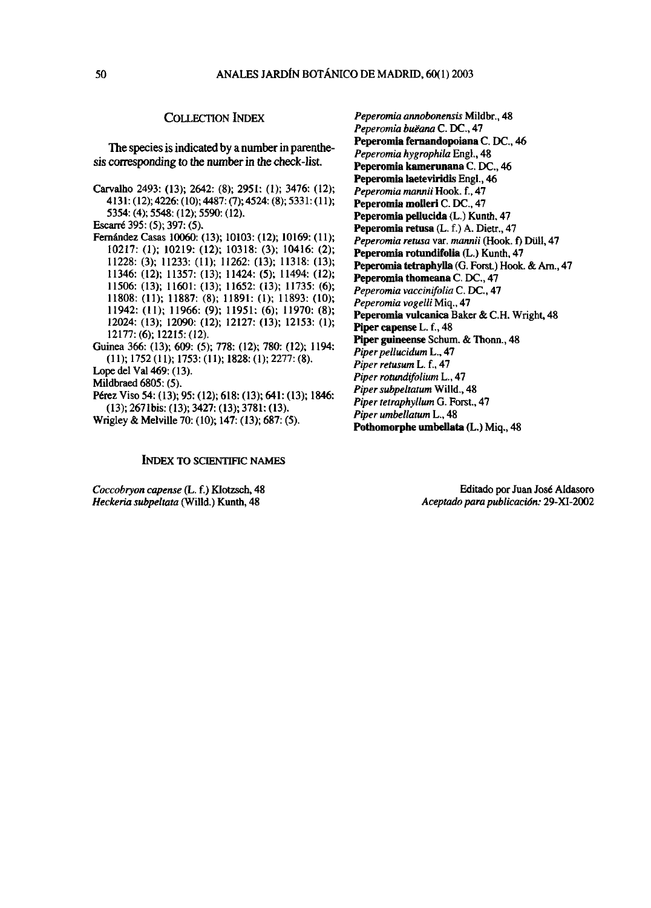## Collection Index

The species is indicated by a number in parenthesis corresponding to the number in the check-list.

Carvalho 2493: (13); 2642: (8); 2951: (1); 3476: (12); 4131: (12); 4226: (10); 4487: (7); 4524: (8); 5331: (11); 5354: (4); 5548: (12); 5590: (12).

Escarré 395: (5); 397: (5).

Fernández Casas 10060: (13); 10103: (12); 10169: (11); 10217: (1); 10219: (12); 10318: (3); 10416: (2); 11228: (3); 11233: (11); 11262: (13); 11318: (13); 11346: (12); 11357: (13); 11424: (5); 11494: (12); 11506: (13); 11601: (13); 11652: (13); 11735: (6); 11808: (11); 11887: (8); 11891: (1); 11893: (10); 11942: (11); 11966: (9); 11951: (6); 11970: (8); 12024: (13); 12090: (12); 12127: (13); 12153: (1); 12177: (6); 12215: (12).

Guinea 366: (13); 609: (5); 778: (12); 780: (12); 1194: (11); 1752 (11); 1753: (11); 1828: (1); 2277: (8).

Lope del Val 469: (13).

Mildbraed 6805: (5).

Pérez Viso 54: (13); 95: (12); 618: (13); 641: (13); 1846: (13); 2671bis: (13); 3427: (13); 3781: (13).

Wrigley & Melville 70: (10); 147: (13); 687: (5).

## Index to Scientific Names

*Coccobryon capense* (L. f.) Klotzsch, 48
*Heckeria subpeltata* (Willd.) Kunth, 48
*Peperomia annobonensis* Mildbr., 48
*Peperomia bueana* C. DC., 47
**Peperomia fernandopoiana** C. DC., 46
*Peperomia hygrophila* Engl., 48
**Peperomia kamerunana** C. DC., 46
**Peperomia laeteviridis** Engl., 46
*Peperomia mannii* Hook. f., 47
**Peperomia molleri** C. DC., 47
**Peperomia pellucida** (L.) Kunth, 47
**Peperomia retusa** (L. f.) A. Dietr., 47
*Peperomia retusa* var. *mannii* (Hook. f) Düll, 47
**Peperomia rotundifolia** (L.) Kunth, 47
**Peperomia tetraphylla** (G. Forst.) Hook. & Arn., 47
**Peperomia thomeana** C. DC., 47
*Peperomia vaccinifolia* C. DC., 47
*Peperomia vogelii* Miq., 47
**Peperomia vulcanica** Baker & C.H. Wright, 48
**Piper capense** L. f., 48
**Piper guineense** Schum. & Thonn., 48
*Piper pellucidum* L., 47
*Piper retusum* L. f., 47
*Piper rotundifolium* L., 47
*Piper subpeltatum* Willd., 48
*Piper tetraphyllum* G. Forst., 47
*Piper umbellatum* L., 48
**Pothomorphe umbellata** (L.) Miq., 48

Editado por Juan José Aldasoro
*Aceptado para publicación:* 29-XI-2002